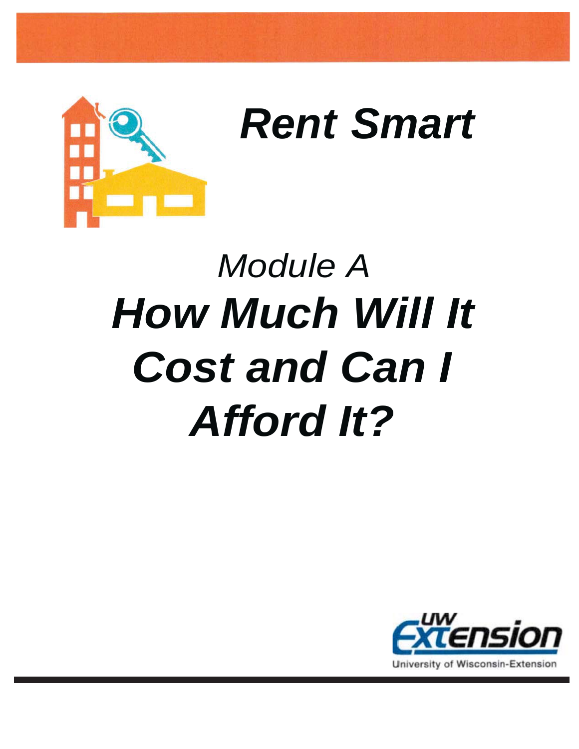# *Rent Smart*

*Module A*

# ***How Much Will It Cost and Can I Afford It?***

UW Extension

University of Wisconsin-Extension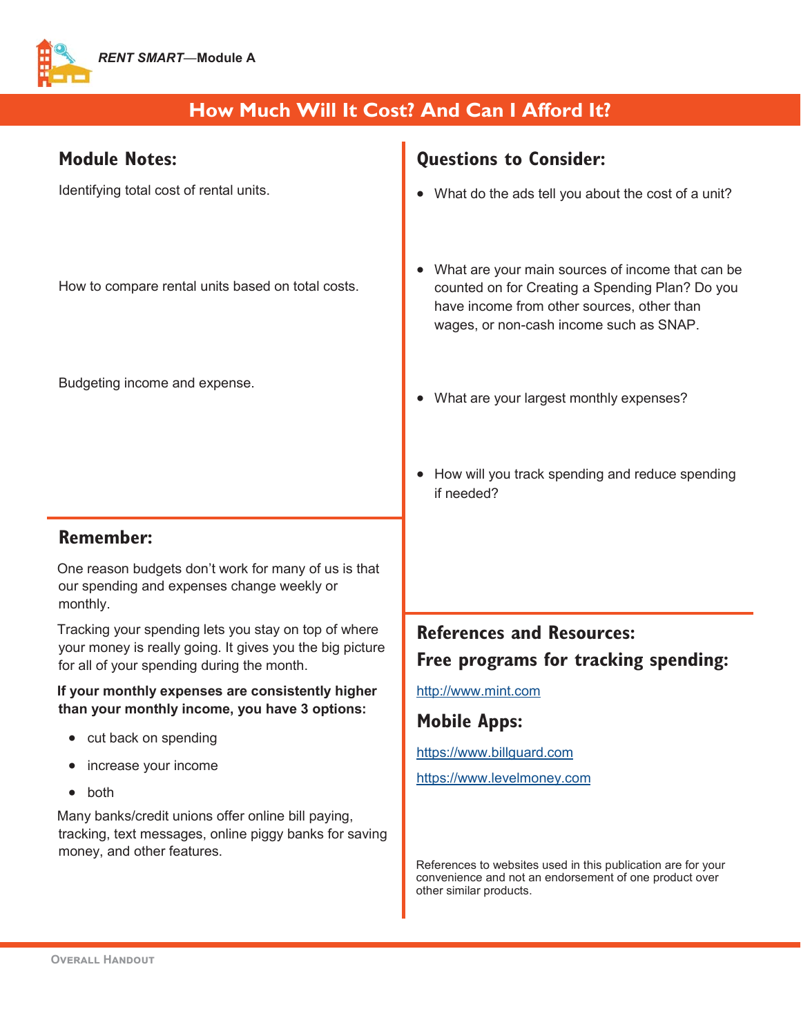*RENT SMART*—Module A

# How Much Will It Cost? And Can I Afford It?

## Module Notes:

Identifying total cost of rental units.

How to compare rental units based on total costs.

Budgeting income and expense.

## Remember:

One reason budgets don't work for many of us is that our spending and expenses change weekly or monthly.

Tracking your spending lets you stay on top of where your money is really going. It gives you the big picture for all of your spending during the month.

**If your monthly expenses are consistently higher than your monthly income, you have 3 options:**

- cut back on spending
- increase your income
- both

Many banks/credit unions offer online bill paying, tracking, text messages, online piggy banks for saving money, and other features.

## Questions to Consider:

- What do the ads tell you about the cost of a unit?
- What are your main sources of income that can be counted on for Creating a Spending Plan? Do you have income from other sources, other than wages, or non-cash income such as SNAP.
- What are your largest monthly expenses?
- How will you track spending and reduce spending if needed?

## References and Resources:

## Free programs for tracking spending:

http://www.mint.com

## Mobile Apps:

https://www.billguard.com

https://www.levelmoney.com

References to websites used in this publication are for your convenience and not an endorsement of one product over other similar products.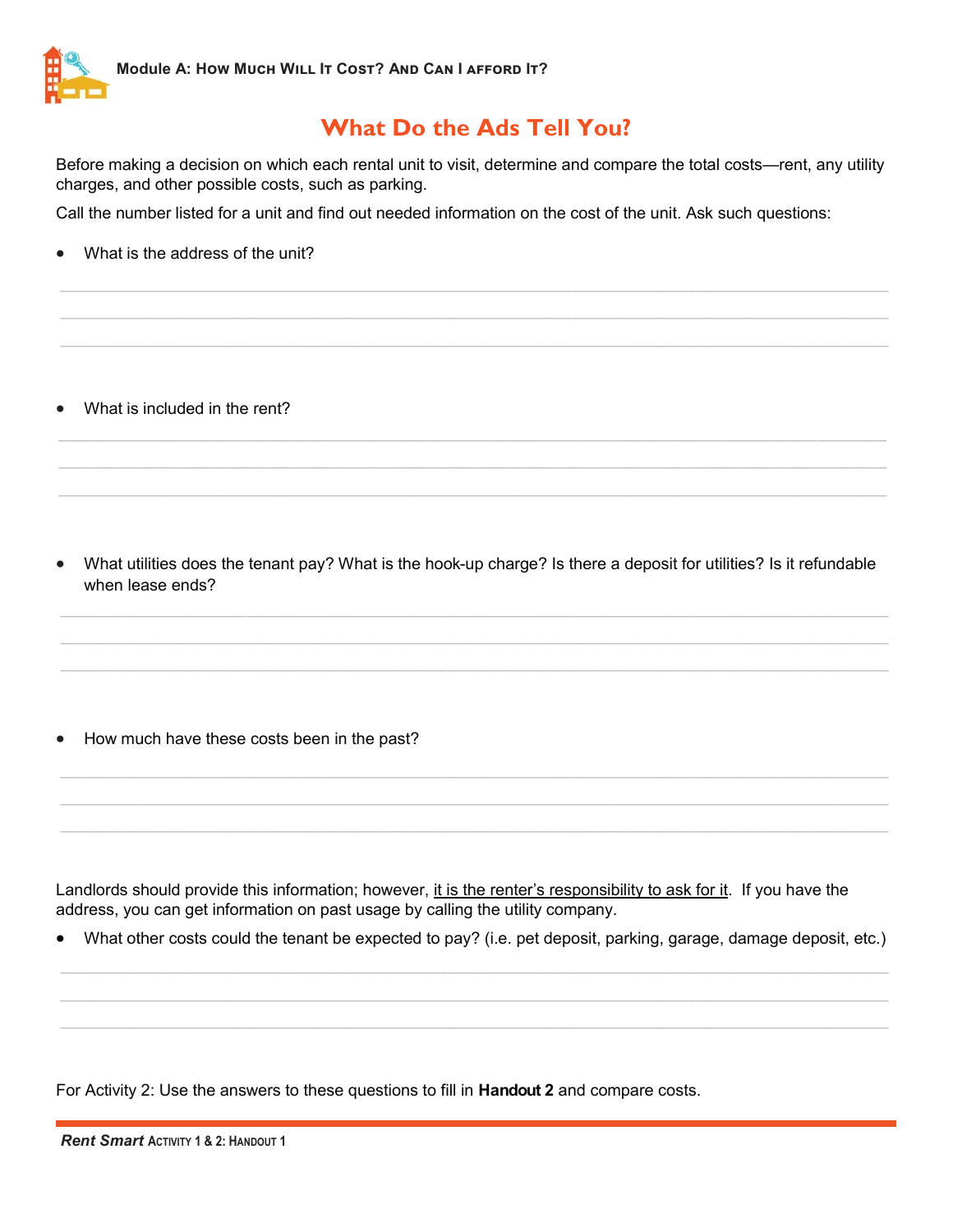# What Do the Ads Tell You?

Before making a decision on which each rental unit to visit, determine and compare the total costs—rent, any utility charges, and other possible costs, such as parking.

Call the number listed for a unit and find out needed information on the cost of the unit. Ask such questions:

- What is the address of the unit?

_______________________________________________

_______________________________________________

_______________________________________________

- What is included in the rent?

_______________________________________________

_______________________________________________

_______________________________________________

- What utilities does the tenant pay? What is the hook-up charge? Is there a deposit for utilities? Is it refundable when lease ends?

_______________________________________________

_______________________________________________

_______________________________________________

- How much have these costs been in the past?

_______________________________________________

_______________________________________________

_______________________________________________

Landlords should provide this information; however, <u>it is the renter's responsibility to ask for it</u>. If you have the address, you can get information on past usage by calling the utility company.

- What other costs could the tenant be expected to pay? (i.e. pet deposit, parking, garage, damage deposit, etc.)

_______________________________________________

_______________________________________________

_______________________________________________

For Activity 2: Use the answers to these questions to fill in **Handout 2** and compare costs.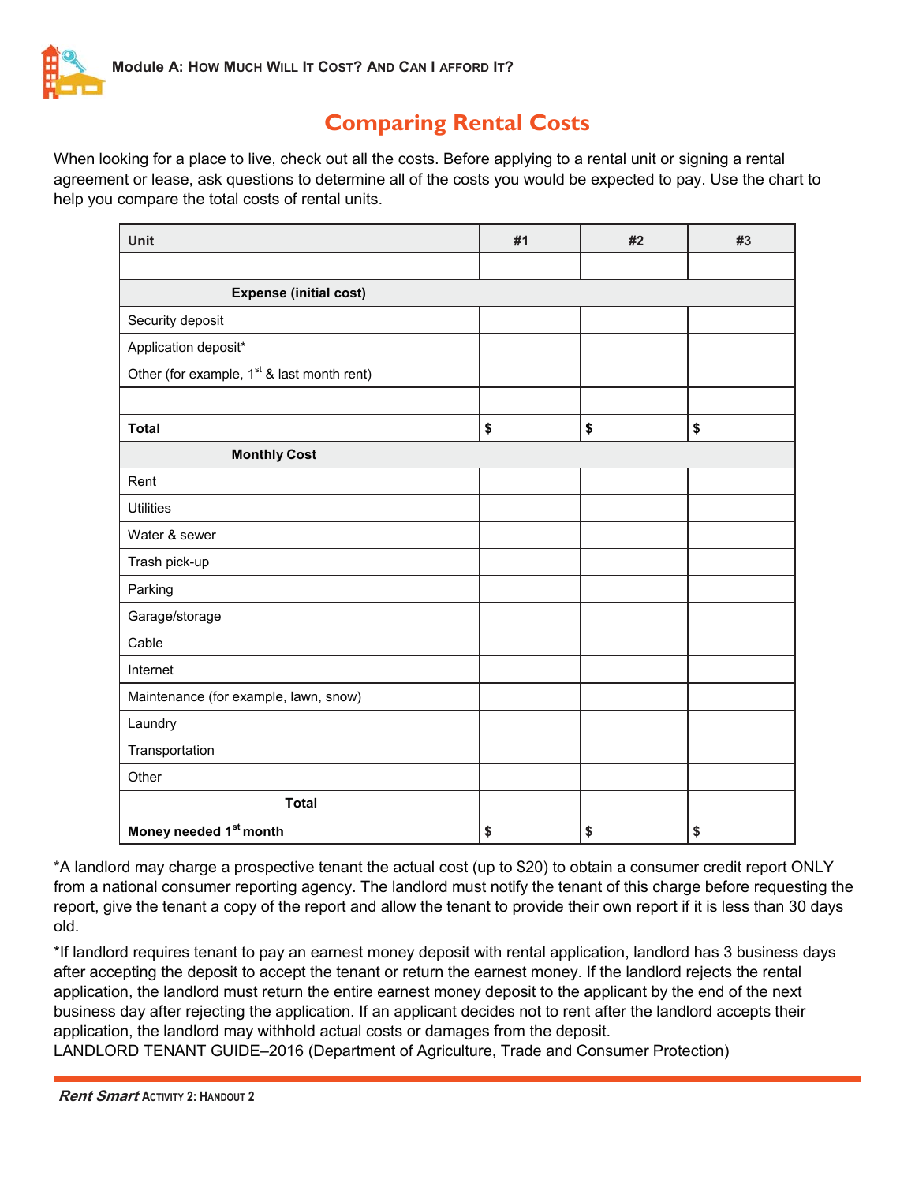## Comparing Rental Costs

When looking for a place to live, check out all the costs. Before applying to a rental unit or signing a rental agreement or lease, ask questions to determine all of the costs you would be expected to pay. Use the chart to help you compare the total costs of rental units.

| Unit | #1 | #2 | #3 |
|---|---|---|---|
| | | | |
| **Expense (initial cost)** | | | |
| Security deposit | | | |
| Application deposit* | | | |
| Other (for example, 1st & last month rent) | | | |
| | | | |
| **Total** | **$** | **$** | **$** |
| **Monthly Cost** | | | |
| Rent | | | |
| Utilities | | | |
| Water & sewer | | | |
| Trash pick-up | | | |
| Parking | | | |
| Garage/storage | | | |
| Cable | | | |
| Internet | | | |
| Maintenance (for example, lawn, snow) | | | |
| Laundry | | | |
| Transportation | | | |
| Other | | | |
| **Total**<br>**Money needed 1st month** | **$** | **$** | **$** |

*A landlord may charge a prospective tenant the actual cost (up to $20) to obtain a consumer credit report ONLY from a national consumer reporting agency. The landlord must notify the tenant of this charge before requesting the report, give the tenant a copy of the report and allow the tenant to provide their own report if it is less than 30 days old.

*If landlord requires tenant to pay an earnest money deposit with rental application, landlord has 3 business days after accepting the deposit to accept the tenant or return the earnest money. If the landlord rejects the rental application, the landlord must return the entire earnest money deposit to the applicant by the end of the next business day after rejecting the application. If an applicant decides not to rent after the landlord accepts their application, the landlord may withhold actual costs or damages from the deposit.
LANDLORD TENANT GUIDE–2016 (Department of Agriculture, Trade and Consumer Protection)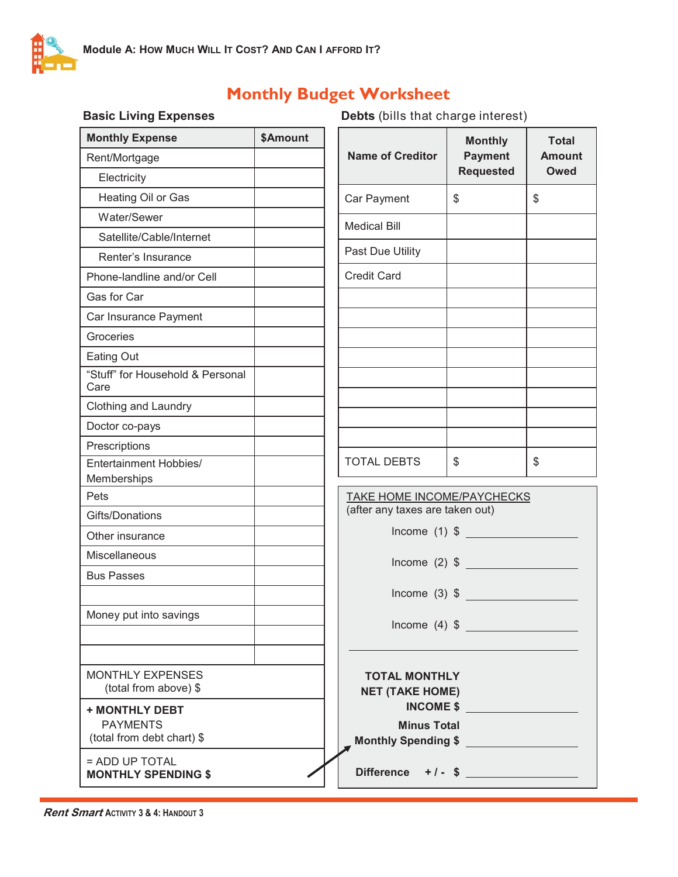# Monthly Budget Worksheet

## Basic Living Expenses

| Monthly Expense | $Amount |
|---|---|
| Rent/Mortgage | |
| Electricity | |
| Heating Oil or Gas | |
| Water/Sewer | |
| Satellite/Cable/Internet | |
| Renter's Insurance | |
| Phone-landline and/or Cell | |
| Gas for Car | |
| Car Insurance Payment | |
| Groceries | |
| Eating Out | |
| "Stuff" for Household & Personal Care | |
| Clothing and Laundry | |
| Doctor co-pays | |
| Prescriptions | |
| Entertainment Hobbies/ Memberships | |
| Pets | |
| Gifts/Donations | |
| Other insurance | |
| Miscellaneous | |
| Bus Passes | |
| | |
| Money put into savings | |
| | |
| | |

MONTHLY EXPENSES (total from above) $

**+ MONTHLY DEBT** PAYMENTS (total from debt chart) $

= ADD UP TOTAL **MONTHLY SPENDING $**

## Debts (bills that charge interest)

| Name of Creditor | Monthly Payment Requested | Total Amount Owed |
|---|---|---|
| Car Payment | $ | $ |
| Medical Bill | | |
| Past Due Utility | | |
| Credit Card | | |
| | | |
| | | |
| | | |
| | | |
| | | |
| | | |
| | | |
| | | |
| TOTAL DEBTS | $ | $ |

TAKE HOME INCOME/PAYCHECKS
(after any taxes are taken out)

Income (1) $ ____________

Income (2) $ ____________

Income (3) $ ____________

Income (4) $ ____________

**TOTAL MONTHLY NET (TAKE HOME) INCOME $** ____________

**Minus Total Monthly Spending $** ____________

**Difference + / - $** ____________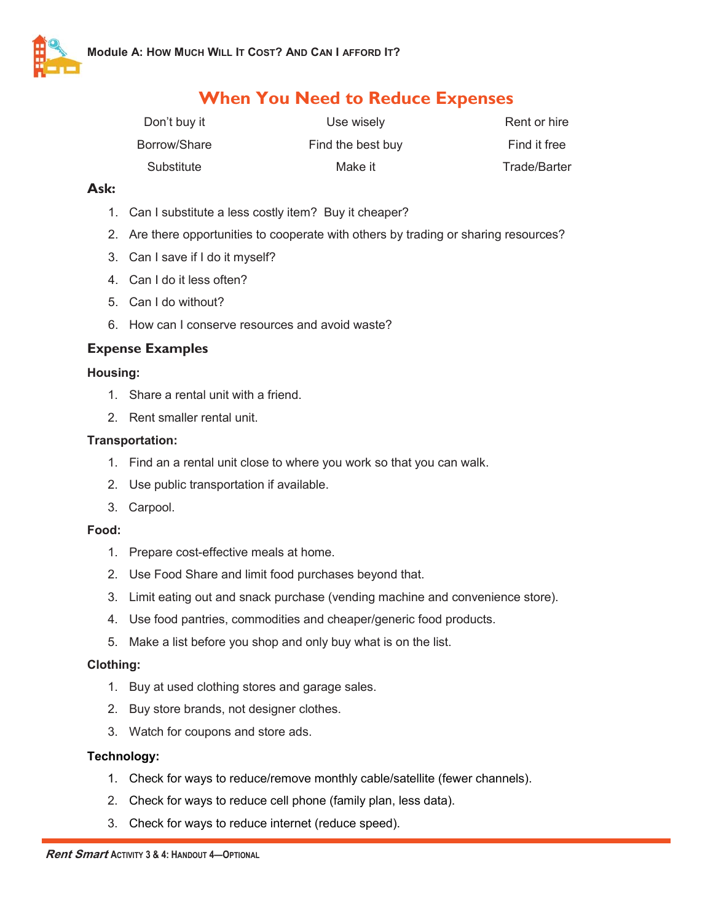# When You Need to Reduce Expenses

| | | |
|---|---|---|
| Don't buy it | Use wisely | Rent or hire |
| Borrow/Share | Find the best buy | Find it free |
| Substitute | Make it | Trade/Barter |

**Ask:**

1. Can I substitute a less costly item? Buy it cheaper?
2. Are there opportunities to cooperate with others by trading or sharing resources?
3. Can I save if I do it myself?
4. Can I do it less often?
5. Can I do without?
6. How can I conserve resources and avoid waste?

## Expense Examples

**Housing:**

1. Share a rental unit with a friend.
2. Rent smaller rental unit.

**Transportation:**

1. Find an a rental unit close to where you work so that you can walk.
2. Use public transportation if available.
3. Carpool.

**Food:**

1. Prepare cost-effective meals at home.
2. Use Food Share and limit food purchases beyond that.
3. Limit eating out and snack purchase (vending machine and convenience store).
4. Use food pantries, commodities and cheaper/generic food products.
5. Make a list before you shop and only buy what is on the list.

**Clothing:**

1. Buy at used clothing stores and garage sales.
2. Buy store brands, not designer clothes.
3. Watch for coupons and store ads.

**Technology:**

1. Check for ways to reduce/remove monthly cable/satellite (fewer channels).
2. Check for ways to reduce cell phone (family plan, less data).
3. Check for ways to reduce internet (reduce speed).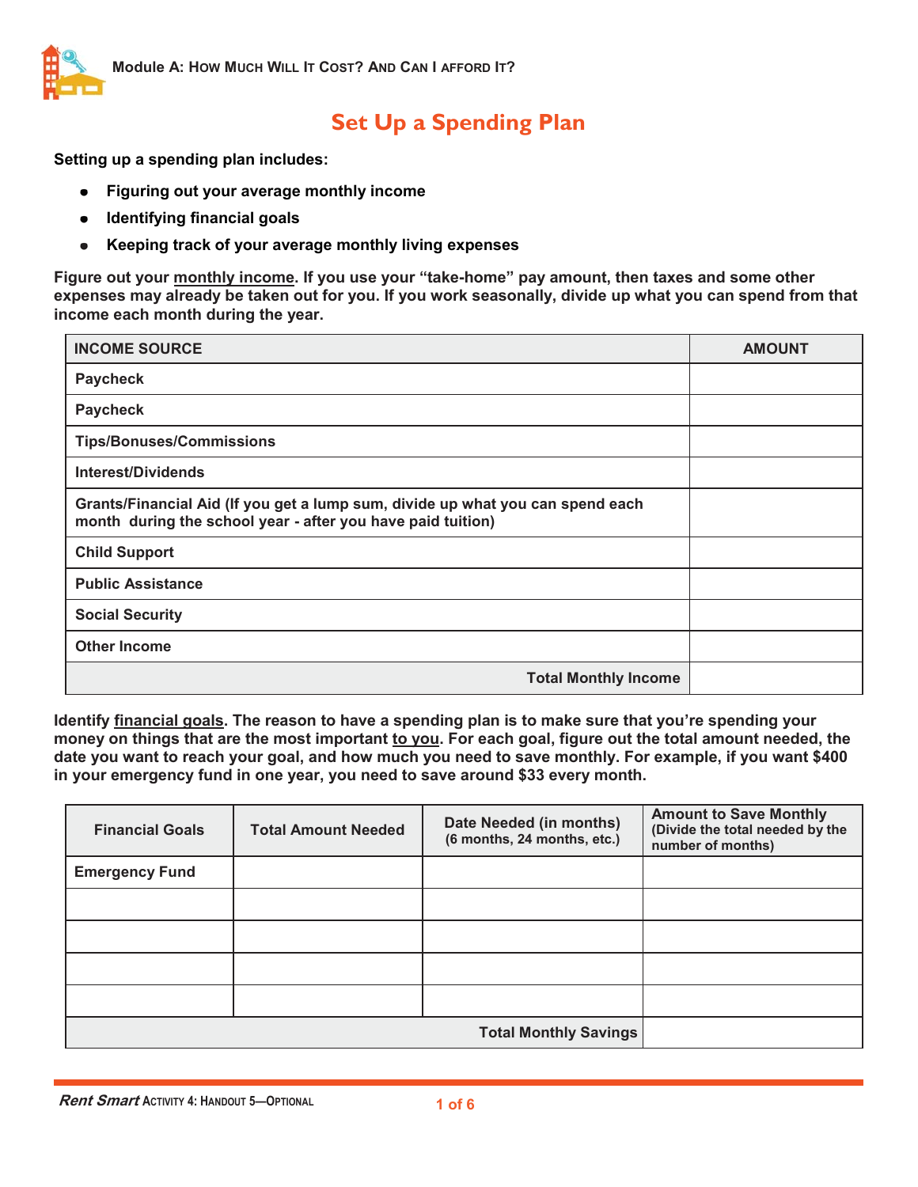Module A: How Much Will It Cost? And Can I afford It?

# Set Up a Spending Plan

**Setting up a spending plan includes:**

- **Figuring out your average monthly income**
- **Identifying financial goals**
- **Keeping track of your average monthly living expenses**

**Figure out your <u>monthly income</u>. If you use your "take-home" pay amount, then taxes and some other expenses may already be taken out for you. If you work seasonally, divide up what you can spend from that income each month during the year.**

| INCOME SOURCE | AMOUNT |
|---|---|
| Paycheck | |
| Paycheck | |
| Tips/Bonuses/Commissions | |
| Interest/Dividends | |
| Grants/Financial Aid (If you get a lump sum, divide up what you can spend each month during the school year - after you have paid tuition) | |
| Child Support | |
| Public Assistance | |
| Social Security | |
| Other Income | |
| **Total Monthly Income** | |

**Identify <u>financial goals</u>. The reason to have a spending plan is to make sure that you're spending your money on things that are the most important <u>to you</u>. For each goal, figure out the total amount needed, the date you want to reach your goal, and how much you need to save monthly. For example, if you want $400 in your emergency fund in one year, you need to save around $33 every month.**

| Financial Goals | Total Amount Needed | Date Needed (in months) (6 months, 24 months, etc.) | Amount to Save Monthly (Divide the total needed by the number of months) |
|---|---|---|---|
| Emergency Fund | | | |
| | | | |
| | | | |
| | | | |
| | | | |
| | | **Total Monthly Savings** | |

*Rent Smart* Activity 4: Handout 5—Optional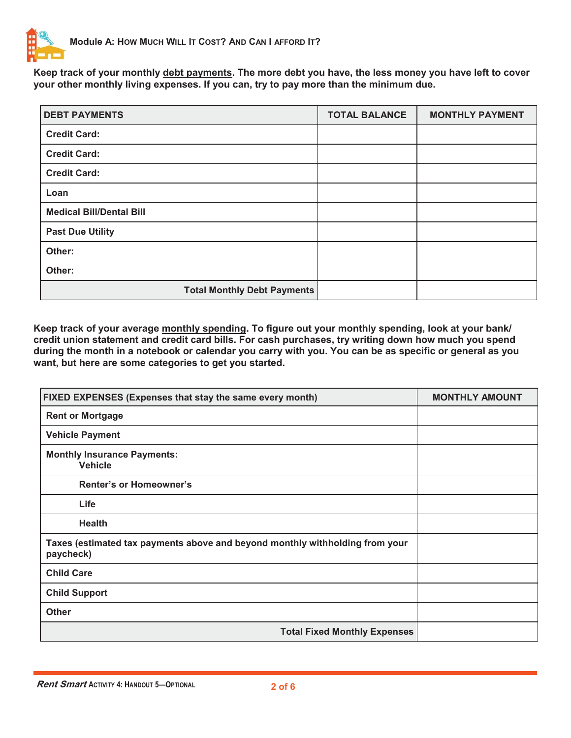## Module A: How Much Will It Cost? And Can I afford It?

**Keep track of your monthly <u>debt payments</u>. The more debt you have, the less money you have left to cover your other monthly living expenses. If you can, try to pay more than the minimum due.**

| DEBT PAYMENTS | TOTAL BALANCE | MONTHLY PAYMENT |
|---|---|---|
| Credit Card: | | |
| Credit Card: | | |
| Credit Card: | | |
| Loan | | |
| Medical Bill/Dental Bill | | |
| Past Due Utility | | |
| Other: | | |
| Other: | | |
| Total Monthly Debt Payments | | |

**Keep track of your average <u>monthly spending</u>. To figure out your monthly spending, look at your bank/credit union statement and credit card bills. For cash purchases, try writing down how much you spend during the month in a notebook or calendar you carry with you. You can be as specific or general as you want, but here are some categories to get you started.**

| FIXED EXPENSES (Expenses that stay the same every month) | MONTHLY AMOUNT |
|---|---|
| Rent or Mortgage | |
| Vehicle Payment | |
| Monthly Insurance Payments: Vehicle | |
| Renter's or Homeowner's | |
| Life | |
| Health | |
| Taxes (estimated tax payments above and beyond monthly withholding from your paycheck) | |
| Child Care | |
| Child Support | |
| Other | |
| Total Fixed Monthly Expenses | |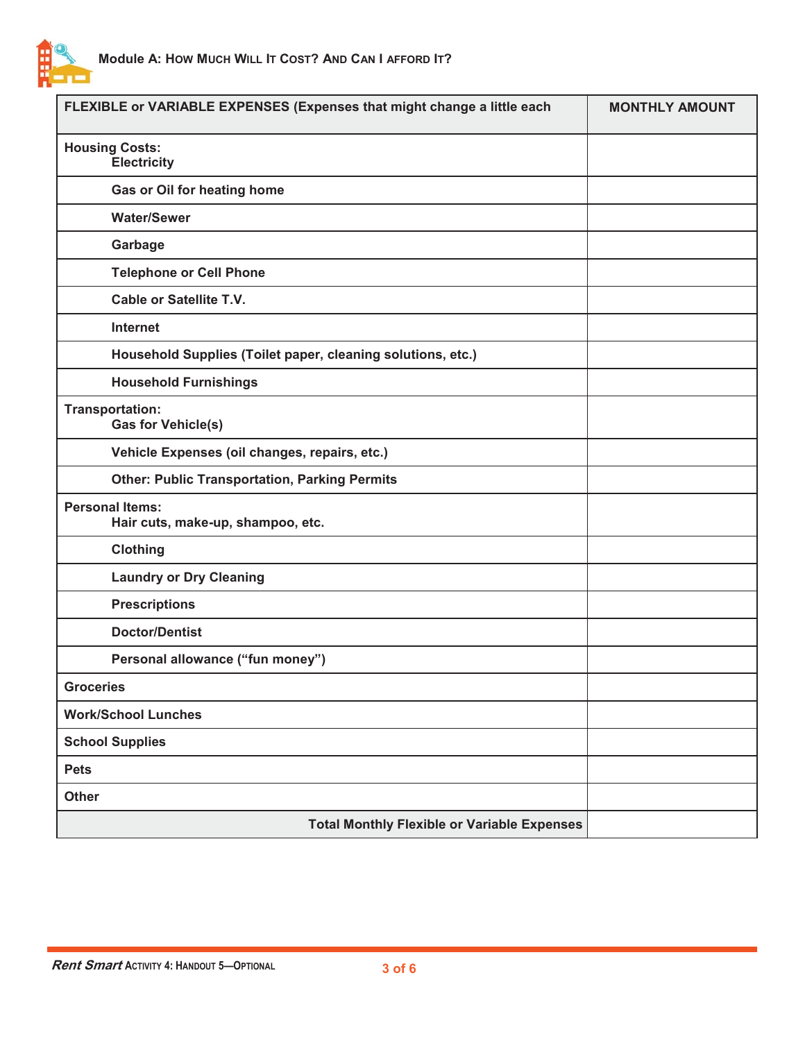| FLEXIBLE or VARIABLE EXPENSES (Expenses that might change a little each | MONTHLY AMOUNT |
|---|---|
| **Housing Costs:** Electricity | |
| Gas or Oil for heating home | |
| Water/Sewer | |
| Garbage | |
| Telephone or Cell Phone | |
| Cable or Satellite T.V. | |
| Internet | |
| Household Supplies (Toilet paper, cleaning solutions, etc.) | |
| Household Furnishings | |
| **Transportation:** Gas for Vehicle(s) | |
| Vehicle Expenses (oil changes, repairs, etc.) | |
| Other: Public Transportation, Parking Permits | |
| **Personal Items:** Hair cuts, make-up, shampoo, etc. | |
| Clothing | |
| Laundry or Dry Cleaning | |
| Prescriptions | |
| Doctor/Dentist | |
| Personal allowance ("fun money") | |
| **Groceries** | |
| **Work/School Lunches** | |
| **School Supplies** | |
| **Pets** | |
| **Other** | |
| **Total Monthly Flexible or Variable Expenses** | |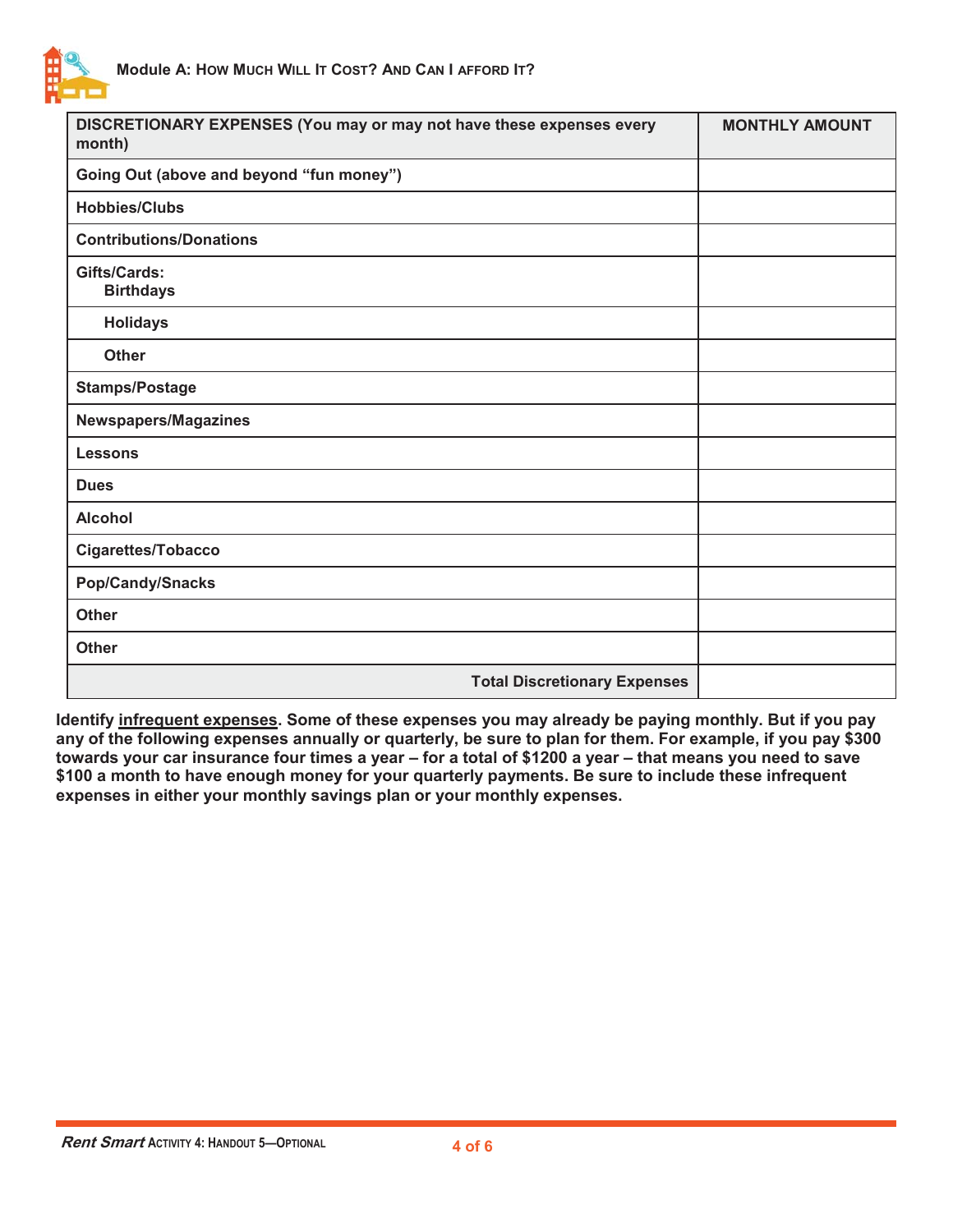| DISCRETIONARY EXPENSES (You may or may not have these expenses every month) | MONTHLY AMOUNT |
| --- | --- |
| Going Out (above and beyond "fun money") | |
| Hobbies/Clubs | |
| Contributions/Donations | |
| Gifts/Cards: Birthdays | |
| Holidays | |
| Other | |
| Stamps/Postage | |
| Newspapers/Magazines | |
| Lessons | |
| Dues | |
| Alcohol | |
| Cigarettes/Tobacco | |
| Pop/Candy/Snacks | |
| Other | |
| Other | |
| Total Discretionary Expenses | |

**Identify infrequent expenses. Some of these expenses you may already be paying monthly. But if you pay any of the following expenses annually or quarterly, be sure to plan for them. For example, if you pay $300 towards your car insurance four times a year – for a total of $1200 a year – that means you need to save $100 a month to have enough money for your quarterly payments. Be sure to include these infrequent expenses in either your monthly savings plan or your monthly expenses.**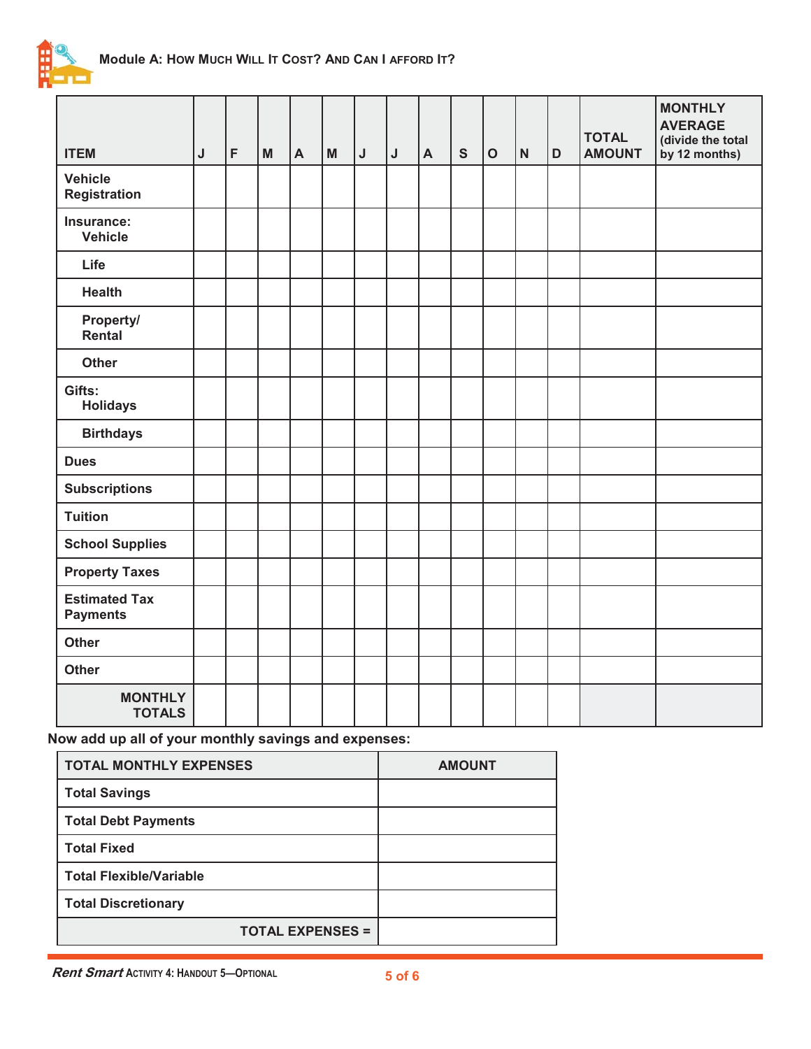| ITEM | J | F | M | A | M | J | J | A | S | O | N | D | TOTAL AMOUNT | MONTHLY AVERAGE (divide the total by 12 months) |
|---|---|---|---|---|---|---|---|---|---|---|---|---|---|---|
| Vehicle Registration | | | | | | | | | | | | | | |
| Insurance: Vehicle | | | | | | | | | | | | | | |
| Life | | | | | | | | | | | | | | |
| Health | | | | | | | | | | | | | | |
| Property/ Rental | | | | | | | | | | | | | | |
| Other | | | | | | | | | | | | | | |
| Gifts: Holidays | | | | | | | | | | | | | | |
| Birthdays | | | | | | | | | | | | | | |
| Dues | | | | | | | | | | | | | | |
| Subscriptions | | | | | | | | | | | | | | |
| Tuition | | | | | | | | | | | | | | |
| School Supplies | | | | | | | | | | | | | | |
| Property Taxes | | | | | | | | | | | | | | |
| Estimated Tax Payments | | | | | | | | | | | | | | |
| Other | | | | | | | | | | | | | | |
| Other | | | | | | | | | | | | | | |
| MONTHLY TOTALS | | | | | | | | | | | | | | |

**Now add up all of your monthly savings and expenses:**

| TOTAL MONTHLY EXPENSES | AMOUNT |
|---|---|
| Total Savings | |
| Total Debt Payments | |
| Total Fixed | |
| Total Flexible/Variable | |
| Total Discretionary | |
| TOTAL EXPENSES = | |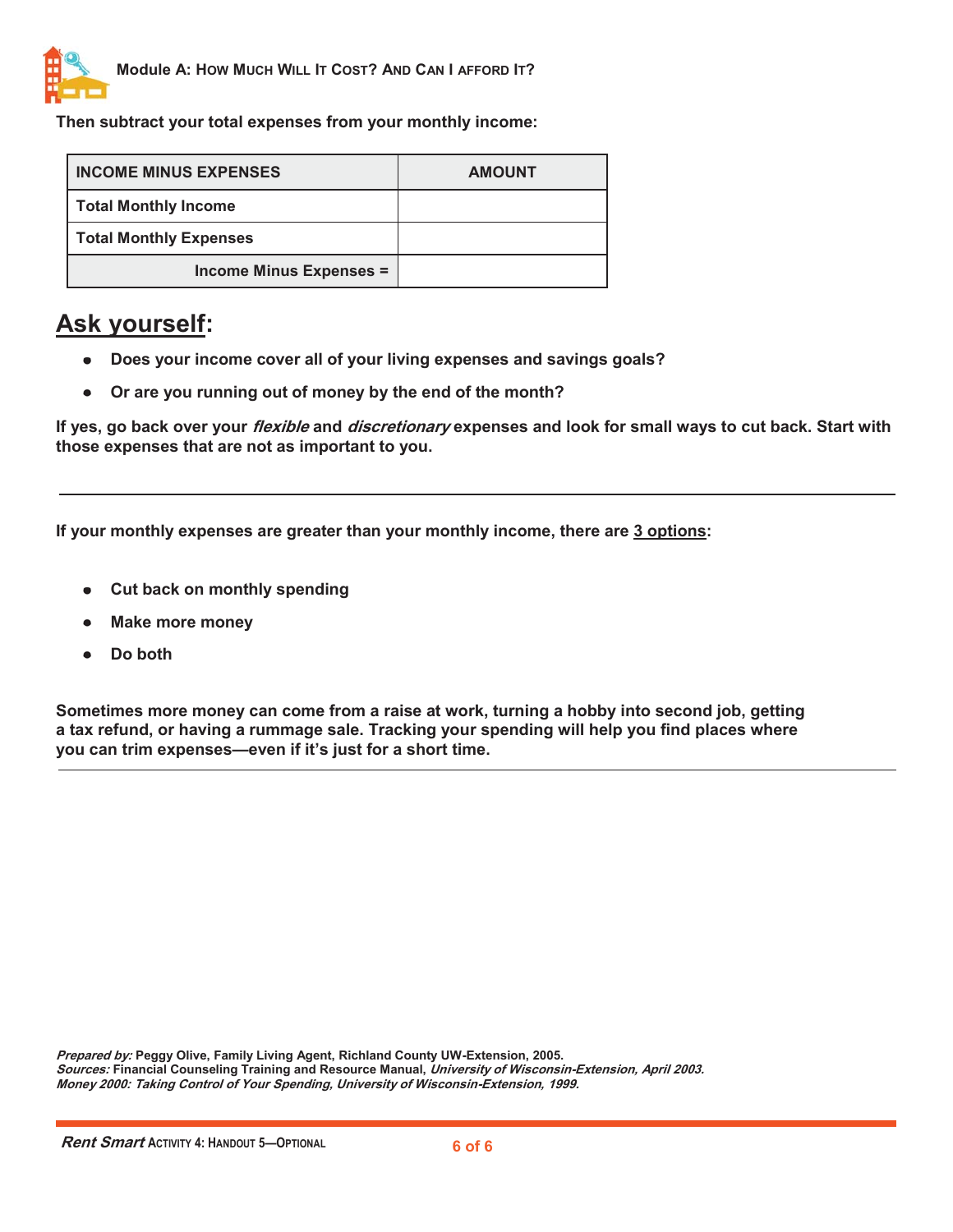Then subtract your total expenses from your monthly income:

| INCOME MINUS EXPENSES | AMOUNT |
|---|---|
| Total Monthly Income | |
| Total Monthly Expenses | |
| Income Minus Expenses = | |

## Ask yourself:

- Does your income cover all of your living expenses and savings goals?
- Or are you running out of money by the end of the month?

**If yes, go back over your *flexible* and *discretionary* expenses and look for small ways to cut back. Start with those expenses that are not as important to you.**

---

**If your monthly expenses are greater than your monthly income, there are 3 options:**

- Cut back on monthly spending
- Make more money
- Do both

**Sometimes more money can come from a raise at work, turning a hobby into second job, getting a tax refund, or having a rummage sale. Tracking your spending will help you find places where you can trim expenses—even if it's just for a short time.**

---

*Prepared by:* Peggy Olive, Family Living Agent, Richland County UW-Extension, 2005.
*Sources:* Financial Counseling Training and Resource Manual, *University of Wisconsin-Extension, April 2003.*
*Money 2000: Taking Control of Your Spending, University of Wisconsin-Extension, 1999.*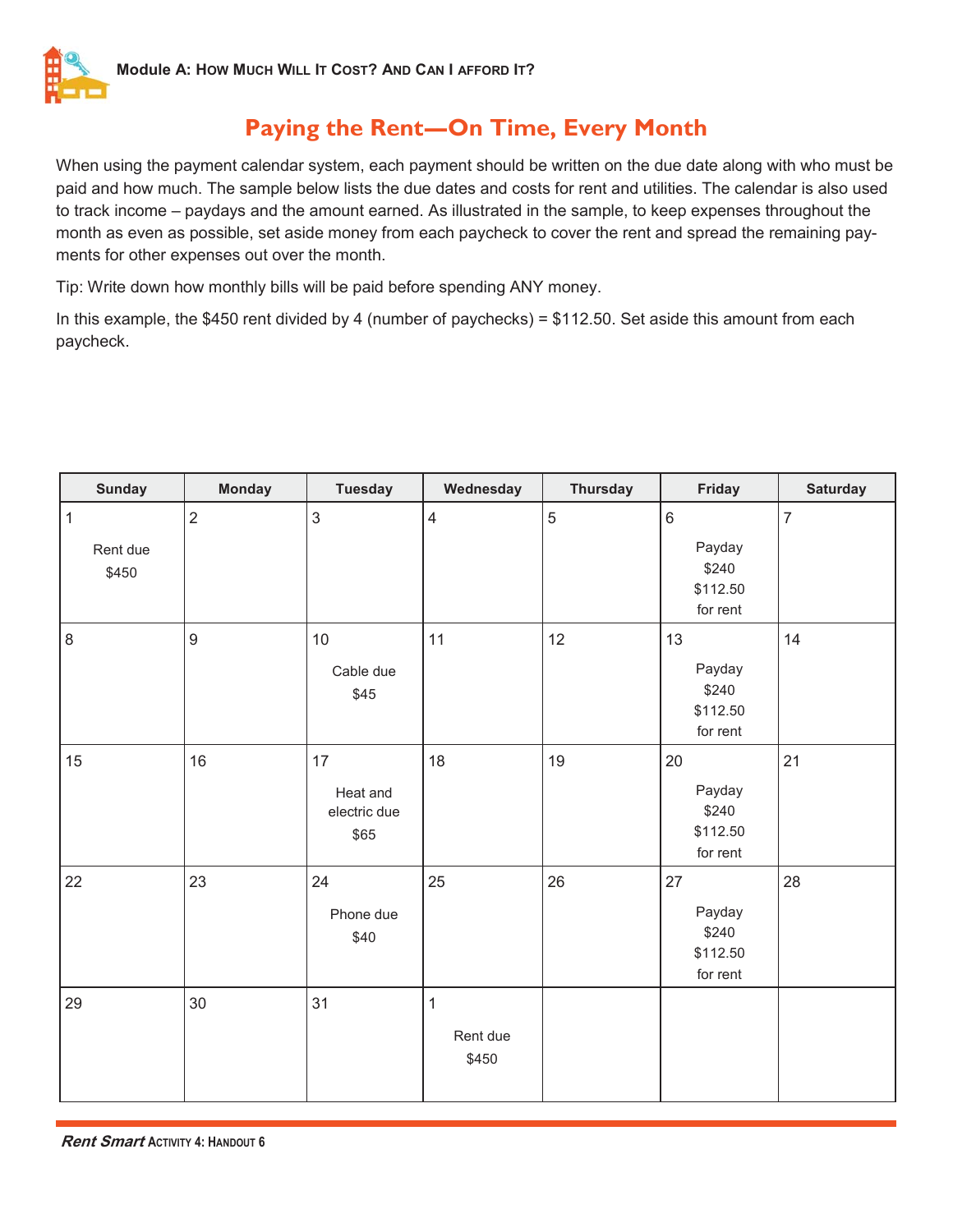Module A: How Much Will It Cost? And Can I afford It?

# Paying the Rent—On Time, Every Month

When using the payment calendar system, each payment should be written on the due date along with who must be paid and how much. The sample below lists the due dates and costs for rent and utilities. The calendar is also used to track income – paydays and the amount earned. As illustrated in the sample, to keep expenses throughout the month as even as possible, set aside money from each paycheck to cover the rent and spread the remaining payments for other expenses out over the month.

Tip: Write down how monthly bills will be paid before spending ANY money.

In this example, the $450 rent divided by 4 (number of paychecks) = $112.50. Set aside this amount from each paycheck.

| Sunday | Monday | Tuesday | Wednesday | Thursday | Friday | Saturday |
|---|---|---|---|---|---|---|
| 1 Rent due $450 | 2 | 3 | 4 | 5 | 6 Payday $240 $112.50 for rent | 7 |
| 8 | 9 | 10 Cable due $45 | 11 | 12 | 13 Payday $240 $112.50 for rent | 14 |
| 15 | 16 | 17 Heat and electric due $65 | 18 | 19 | 20 Payday $240 $112.50 for rent | 21 |
| 22 | 23 | 24 Phone due $40 | 25 | 26 | 27 Payday $240 $112.50 for rent | 28 |
| 29 | 30 | 31 | 1 Rent due $450 | | | |

*Rent Smart* Activity 4: Handout 6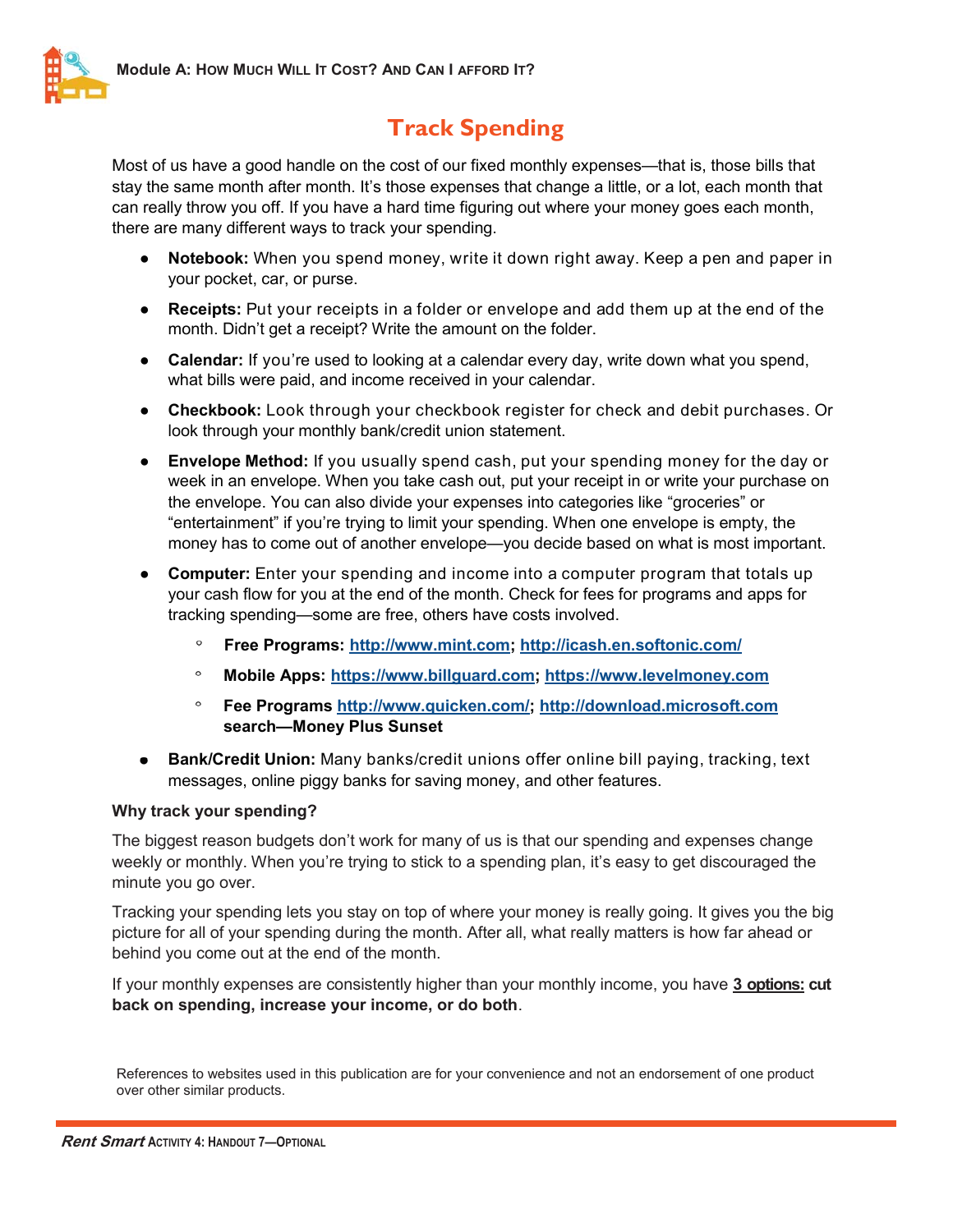# Track Spending

Most of us have a good handle on the cost of our fixed monthly expenses—that is, those bills that stay the same month after month. It's those expenses that change a little, or a lot, each month that can really throw you off. If you have a hard time figuring out where your money goes each month, there are many different ways to track your spending.

- **Notebook:** When you spend money, write it down right away. Keep a pen and paper in your pocket, car, or purse.
- **Receipts:** Put your receipts in a folder or envelope and add them up at the end of the month. Didn't get a receipt? Write the amount on the folder.
- **Calendar:** If you're used to looking at a calendar every day, write down what you spend, what bills were paid, and income received in your calendar.
- **Checkbook:** Look through your checkbook register for check and debit purchases. Or look through your monthly bank/credit union statement.
- **Envelope Method:** If you usually spend cash, put your spending money for the day or week in an envelope. When you take cash out, put your receipt in or write your purchase on the envelope. You can also divide your expenses into categories like "groceries" or "entertainment" if you're trying to limit your spending. When one envelope is empty, the money has to come out of another envelope—you decide based on what is most important.
- **Computer:** Enter your spending and income into a computer program that totals up your cash flow for you at the end of the month. Check for fees for programs and apps for tracking spending—some are free, others have costs involved.
    - **Free Programs:** http://www.mint.com; http://icash.en.softonic.com/
    - **Mobile Apps:** https://www.billguard.com; https://www.levelmoney.com
    - **Fee Programs** http://www.quicken.com/; http://download.microsoft.com **search—Money Plus Sunset**
- **Bank/Credit Union:** Many banks/credit unions offer online bill paying, tracking, text messages, online piggy banks for saving money, and other features.

**Why track your spending?**

The biggest reason budgets don't work for many of us is that our spending and expenses change weekly or monthly. When you're trying to stick to a spending plan, it's easy to get discouraged the minute you go over.

Tracking your spending lets you stay on top of where your money is really going. It gives you the big picture for all of your spending during the month. After all, what really matters is how far ahead or behind you come out at the end of the month.

If your monthly expenses are consistently higher than your monthly income, you have **3 options: cut back on spending, increase your income, or do both**.

References to websites used in this publication are for your convenience and not an endorsement of one product over other similar products.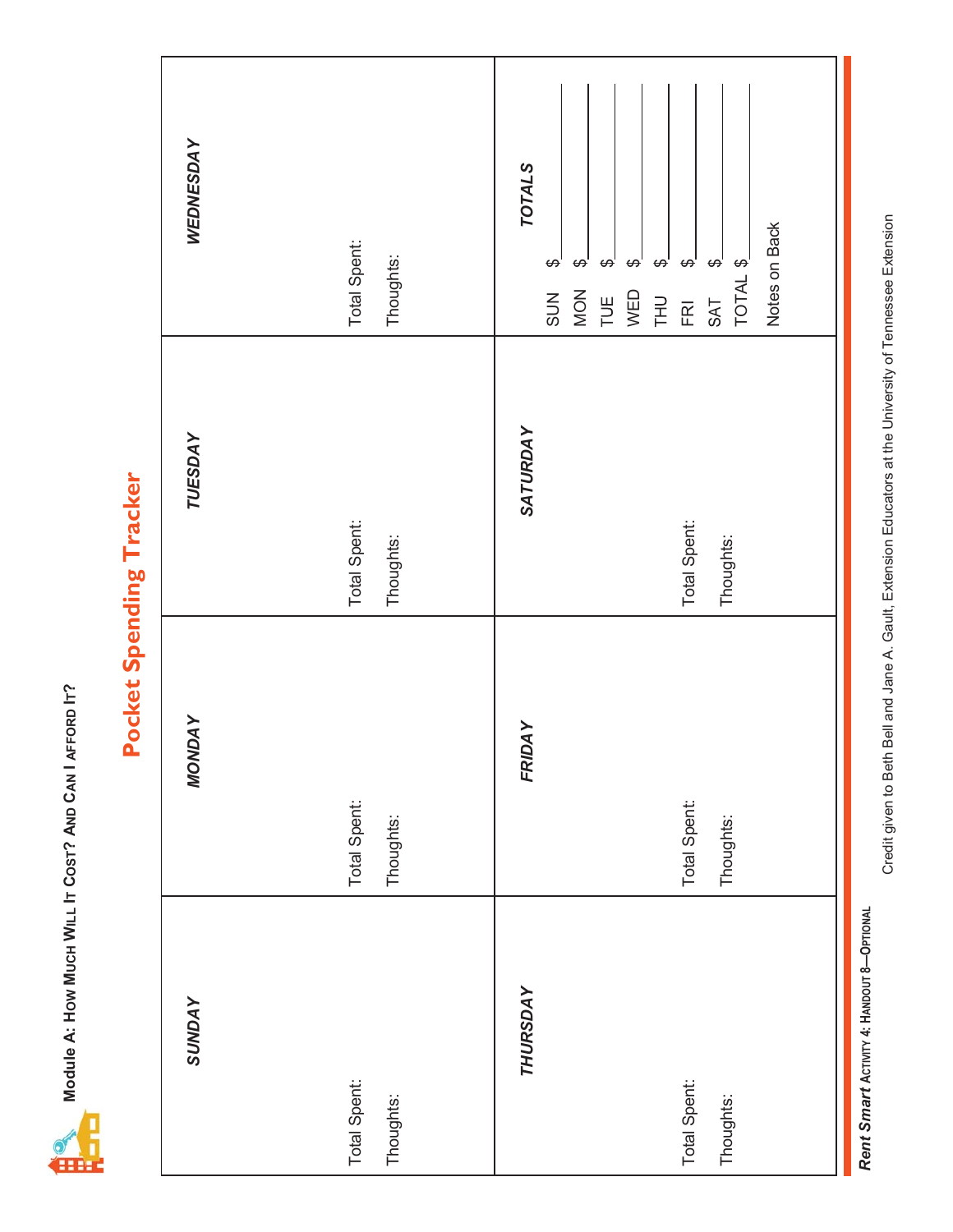**Module A: How Much Will It Cost? And Can I Afford It?**

# Pocket Spending Tracker

| *SUNDAY* | *MONDAY* | *TUESDAY* | *WEDNESDAY* |
|---|---|---|---|
| Total Spent:<br>Thoughts: | Total Spent:<br>Thoughts: | Total Spent:<br>Thoughts: | Total Spent:<br>Thoughts: |
| ***THURSDAY*** | ***FRIDAY*** | ***SATURDAY*** | ***TOTALS*** |
| Total Spent:<br>Thoughts: | Total Spent:<br>Thoughts: | Total Spent:<br>Thoughts: | SUN $ ______<br>MON $ ______<br>TUE $ ______<br>WED $ ______<br>THU $ ______<br>FRI $ ______<br>SAT $ ______<br>TOTAL $ ______<br>Notes on Back |

***Rent Smart*** **Activity 4: Handout 8—Optional**

Credit given to Beth Bell and Jane A. Gault, Extension Educators at the University of Tennessee Extension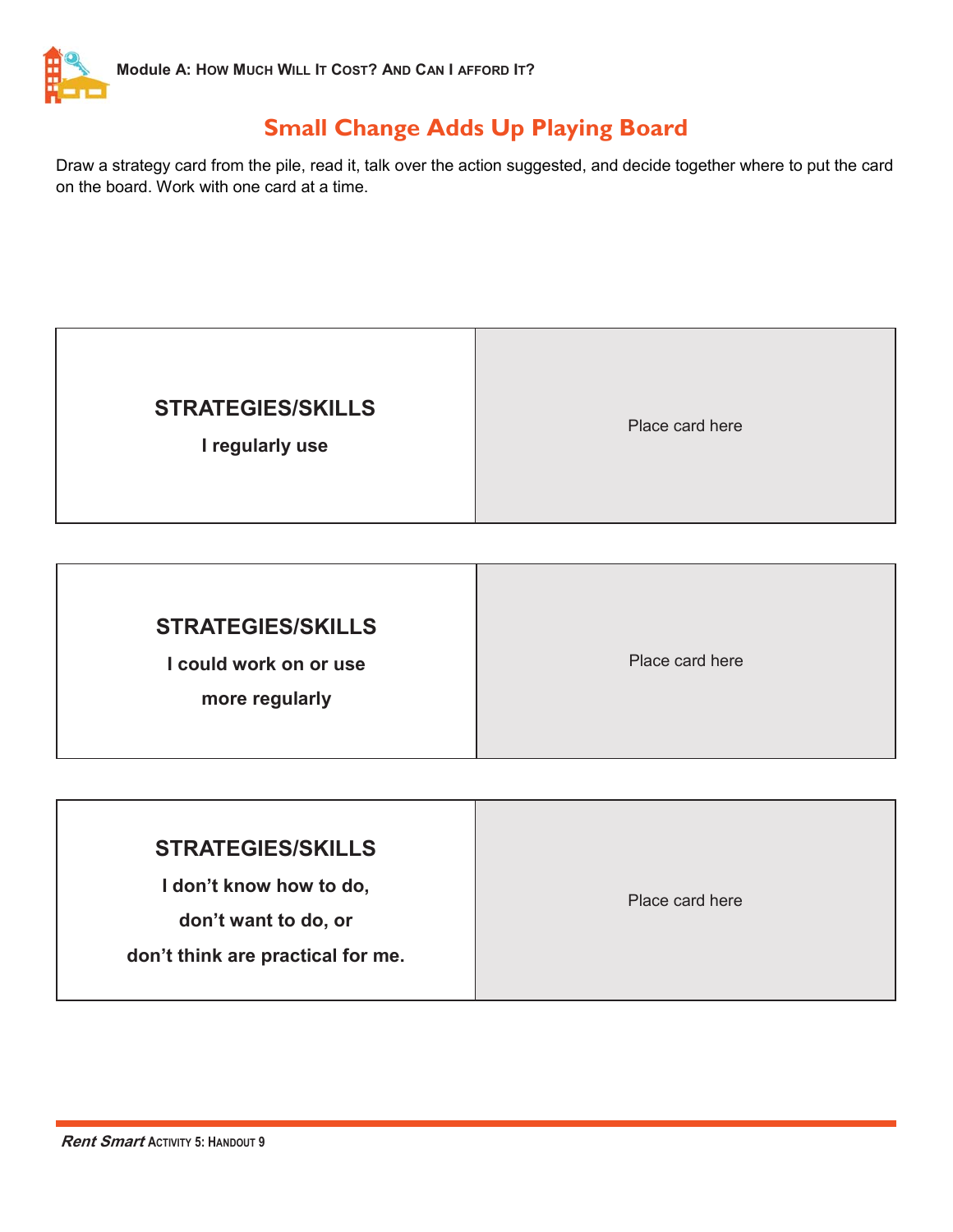## Small Change Adds Up Playing Board

Draw a strategy card from the pile, read it, talk over the action suggested, and decide together where to put the card on the board. Work with one card at a time.

| | |
|---|---|
| **STRATEGIES/SKILLS**<br>**I regularly use** | Place card here |
| **STRATEGIES/SKILLS**<br>**I could work on or use more regularly** | Place card here |
| **STRATEGIES/SKILLS**<br>**I don't know how to do, don't want to do, or don't think are practical for me.** | Place card here |